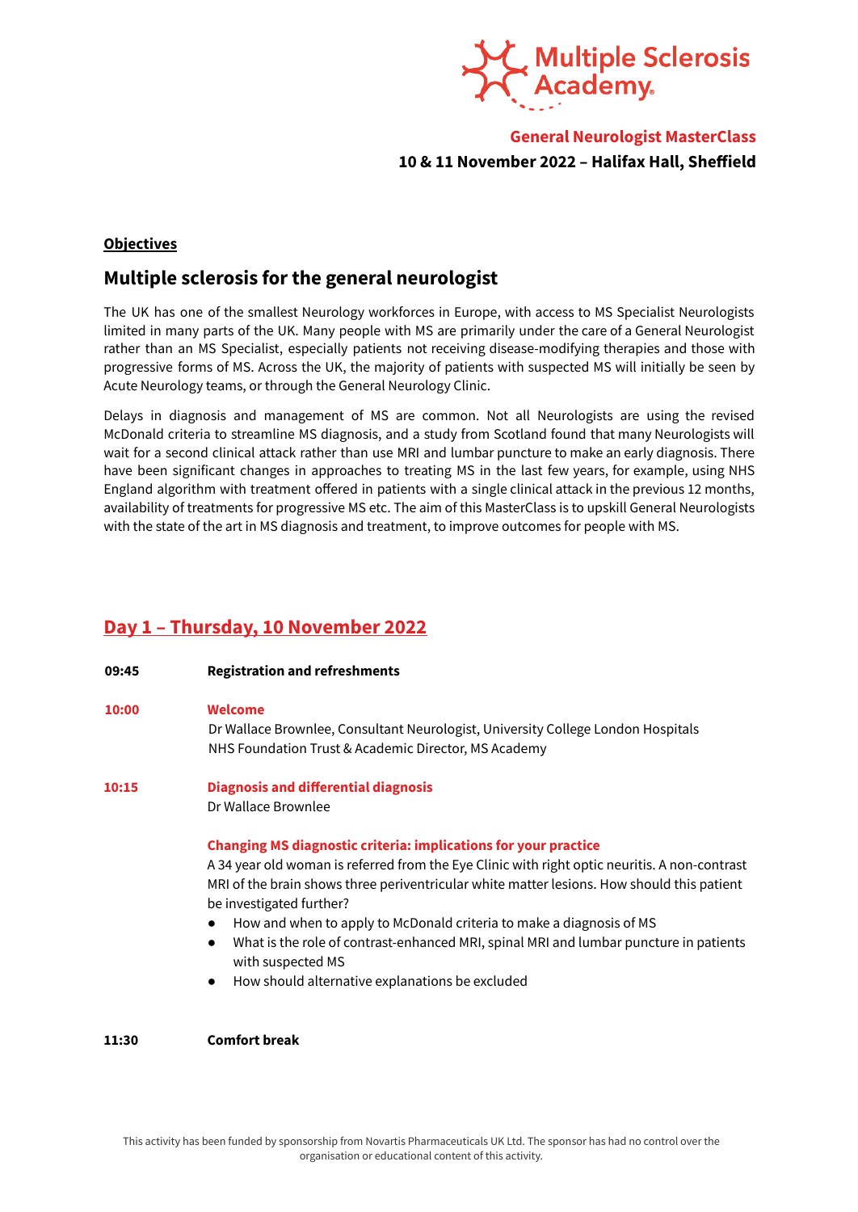Multiple Sclerosis Academy®

**General Neurologist MasterClass**

**10 & 11 November 2022 – Halifax Hall, Sheffield**

**Objectives**

## Multiple sclerosis for the general neurologist

The UK has one of the smallest Neurology workforces in Europe, with access to MS Specialist Neurologists limited in many parts of the UK. Many people with MS are primarily under the care of a General Neurologist rather than an MS Specialist, especially patients not receiving disease-modifying therapies and those with progressive forms of MS. Across the UK, the majority of patients with suspected MS will initially be seen by Acute Neurology teams, or through the General Neurology Clinic.

Delays in diagnosis and management of MS are common. Not all Neurologists are using the revised McDonald criteria to streamline MS diagnosis, and a study from Scotland found that many Neurologists will wait for a second clinical attack rather than use MRI and lumbar puncture to make an early diagnosis. There have been significant changes in approaches to treating MS in the last few years, for example, using NHS England algorithm with treatment offered in patients with a single clinical attack in the previous 12 months, availability of treatments for progressive MS etc. The aim of this MasterClass is to upskill General Neurologists with the state of the art in MS diagnosis and treatment, to improve outcomes for people with MS.

## Day 1 – Thursday, 10 November 2022

**09:45** **Registration and refreshments**

**10:00** **Welcome**
Dr Wallace Brownlee, Consultant Neurologist, University College London Hospitals NHS Foundation Trust & Academic Director, MS Academy

**10:15** **Diagnosis and differential diagnosis**
Dr Wallace Brownlee

**Changing MS diagnostic criteria: implications for your practice**
A 34 year old woman is referred from the Eye Clinic with right optic neuritis. A non-contrast MRI of the brain shows three periventricular white matter lesions. How should this patient be investigated further?

- How and when to apply to McDonald criteria to make a diagnosis of MS
- What is the role of contrast-enhanced MRI, spinal MRI and lumbar puncture in patients with suspected MS
- How should alternative explanations be excluded

**11:30** **Comfort break**

This activity has been funded by sponsorship from Novartis Pharmaceuticals UK Ltd. The sponsor has had no control over the organisation or educational content of this activity.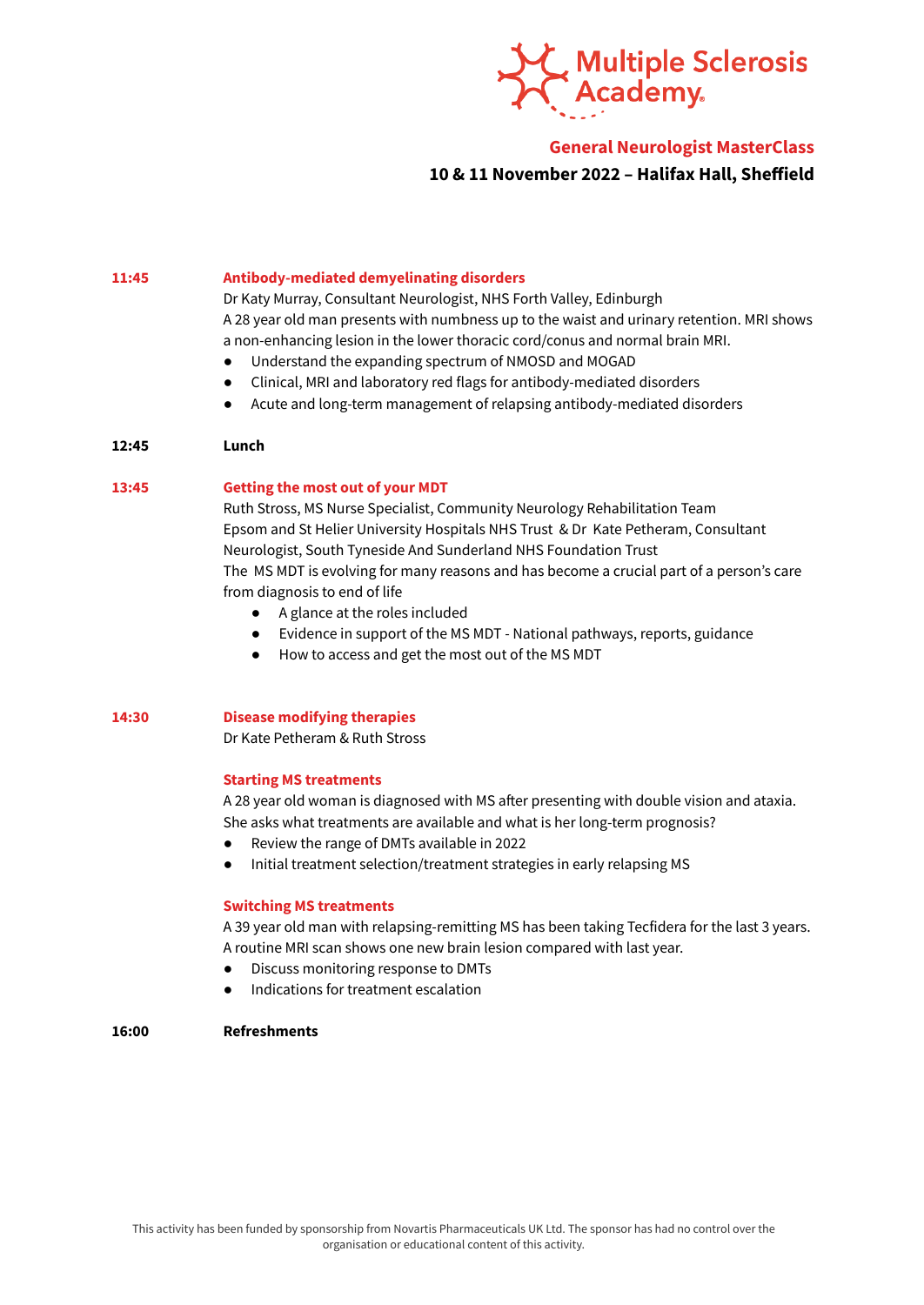# Multiple Sclerosis Academy

## General Neurologist MasterClass

**10 & 11 November 2022 – Halifax Hall, Sheffield**

**11:45** **Antibody-mediated demyelinating disorders**

Dr Katy Murray, Consultant Neurologist, NHS Forth Valley, Edinburgh

A 28 year old man presents with numbness up to the waist and urinary retention. MRI shows a non-enhancing lesion in the lower thoracic cord/conus and normal brain MRI.

- Understand the expanding spectrum of NMOSD and MOGAD
- Clinical, MRI and laboratory red flags for antibody-mediated disorders
- Acute and long-term management of relapsing antibody-mediated disorders

**12:45** **Lunch**

**13:45** **Getting the most out of your MDT**

Ruth Stross, MS Nurse Specialist, Community Neurology Rehabilitation Team Epsom and St Helier University Hospitals NHS Trust & Dr Kate Petheram, Consultant Neurologist, South Tyneside And Sunderland NHS Foundation Trust

The MS MDT is evolving for many reasons and has become a crucial part of a person's care from diagnosis to end of life

- A glance at the roles included
- Evidence in support of the MS MDT - National pathways, reports, guidance
- How to access and get the most out of the MS MDT

**14:30** **Disease modifying therapies**

Dr Kate Petheram & Ruth Stross

**Starting MS treatments**

A 28 year old woman is diagnosed with MS after presenting with double vision and ataxia. She asks what treatments are available and what is her long-term prognosis?

- Review the range of DMTs available in 2022
- Initial treatment selection/treatment strategies in early relapsing MS

**Switching MS treatments**

A 39 year old man with relapsing-remitting MS has been taking Tecfidera for the last 3 years. A routine MRI scan shows one new brain lesion compared with last year.

- Discuss monitoring response to DMTs
- Indications for treatment escalation

**16:00** **Refreshments**

This activity has been funded by sponsorship from Novartis Pharmaceuticals UK Ltd. The sponsor has had no control over the organisation or educational content of this activity.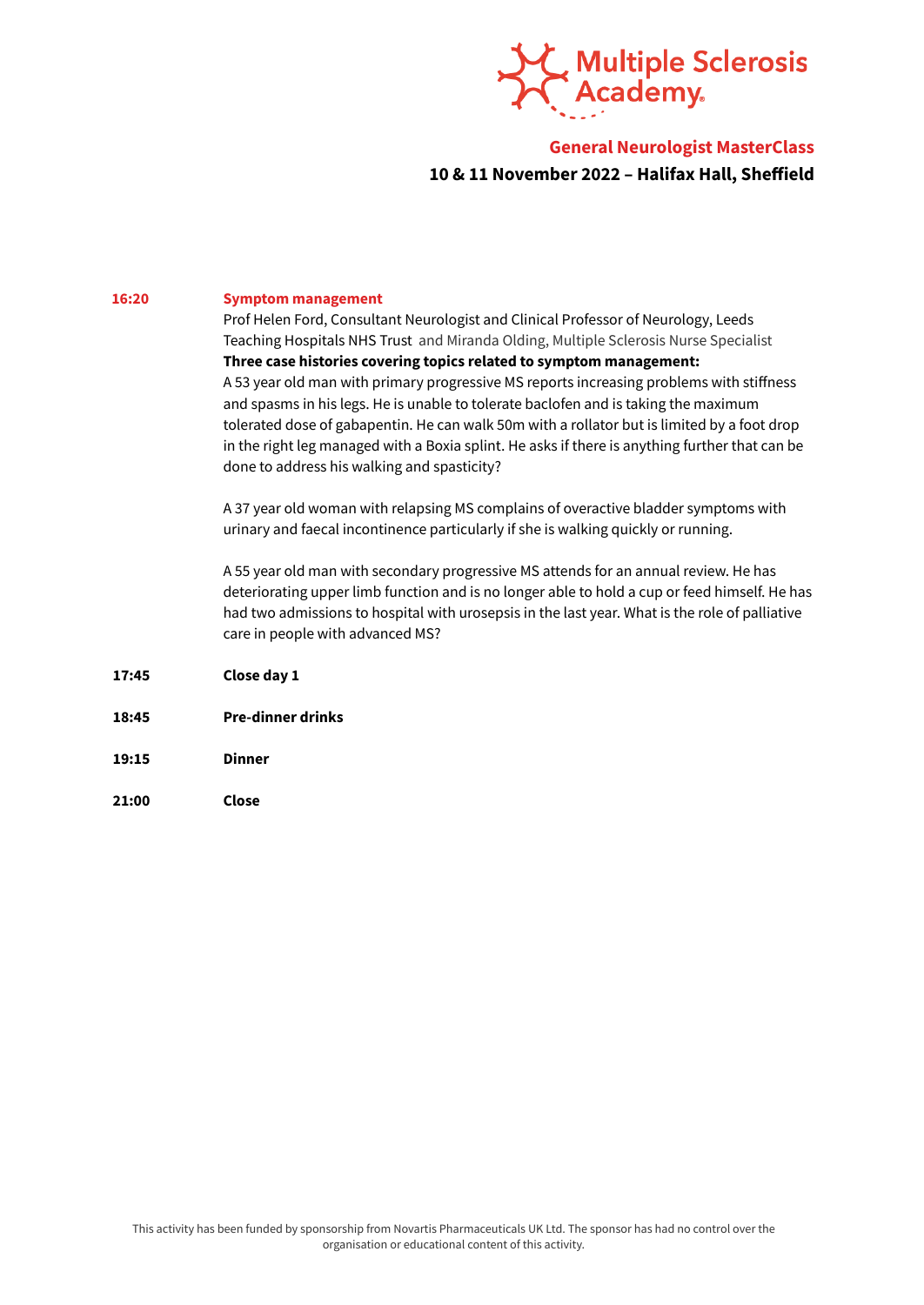**General Neurologist MasterClass**

**10 & 11 November 2022 – Halifax Hall, Sheffield**

**16:20** **Symptom management**

Prof Helen Ford, Consultant Neurologist and Clinical Professor of Neurology, Leeds Teaching Hospitals NHS Trust and Miranda Olding, Multiple Sclerosis Nurse Specialist

**Three case histories covering topics related to symptom management:**

A 53 year old man with primary progressive MS reports increasing problems with stiffness and spasms in his legs. He is unable to tolerate baclofen and is taking the maximum tolerated dose of gabapentin. He can walk 50m with a rollator but is limited by a foot drop in the right leg managed with a Boxia splint. He asks if there is anything further that can be done to address his walking and spasticity?

A 37 year old woman with relapsing MS complains of overactive bladder symptoms with urinary and faecal incontinence particularly if she is walking quickly or running.

A 55 year old man with secondary progressive MS attends for an annual review. He has deteriorating upper limb function and is no longer able to hold a cup or feed himself. He has had two admissions to hospital with urosepsis in the last year. What is the role of palliative care in people with advanced MS?

**17:45** **Close day 1**

**18:45** **Pre-dinner drinks**

**19:15** **Dinner**

**21:00** **Close**

This activity has been funded by sponsorship from Novartis Pharmaceuticals UK Ltd. The sponsor has had no control over the organisation or educational content of this activity.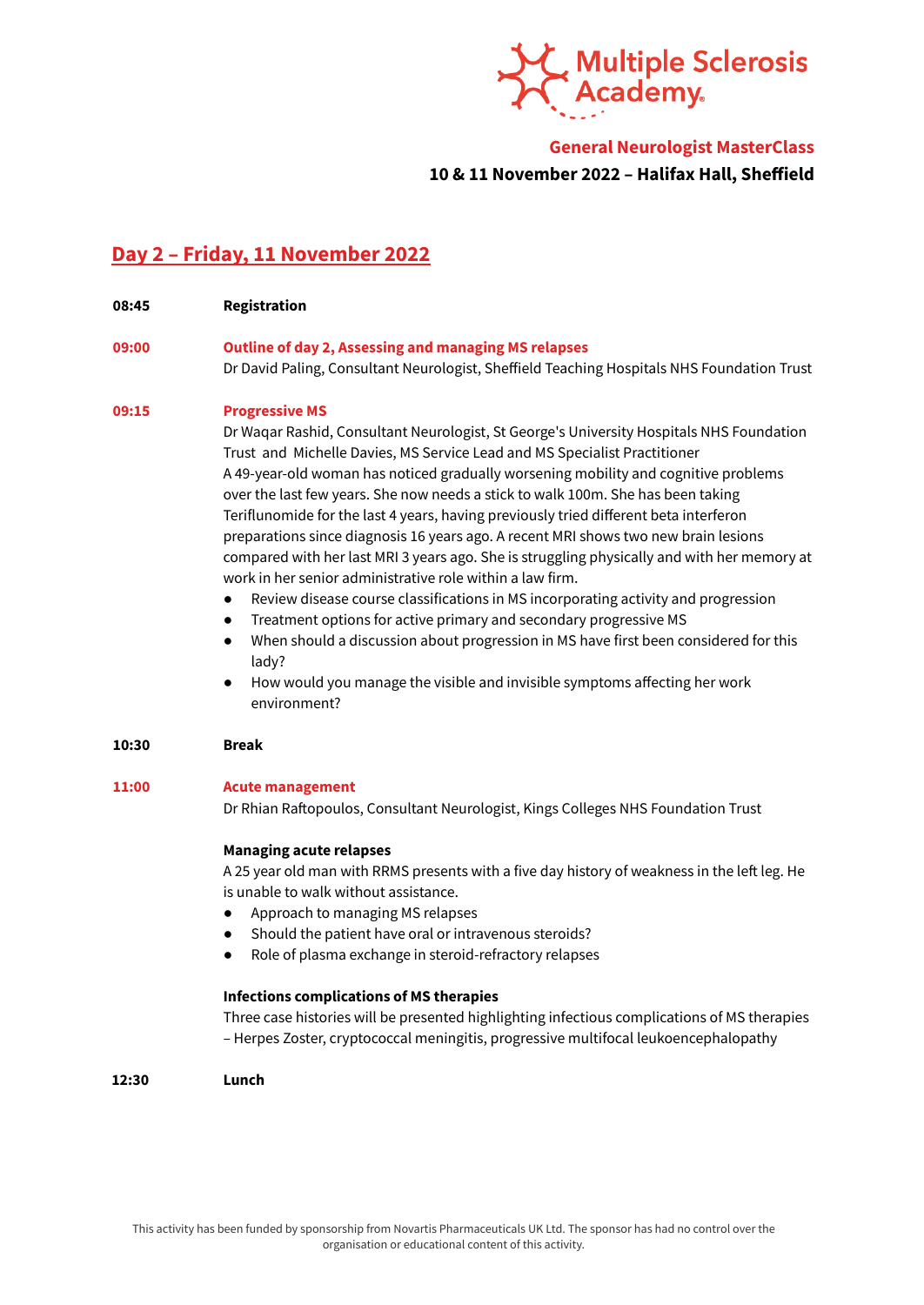Multiple Sclerosis Academy

**General Neurologist MasterClass**

**10 & 11 November 2022 – Halifax Hall, Sheffield**

## Day 2 – Friday, 11 November 2022

**08:45** **Registration**

**09:00** **Outline of day 2, Assessing and managing MS relapses**
Dr David Paling, Consultant Neurologist, Sheffield Teaching Hospitals NHS Foundation Trust

**09:15** **Progressive MS**
Dr Waqar Rashid, Consultant Neurologist, St George's University Hospitals NHS Foundation Trust and Michelle Davies, MS Service Lead and MS Specialist Practitioner
A 49-year-old woman has noticed gradually worsening mobility and cognitive problems over the last few years. She now needs a stick to walk 100m. She has been taking Teriflunomide for the last 4 years, having previously tried different beta interferon preparations since diagnosis 16 years ago. A recent MRI shows two new brain lesions compared with her last MRI 3 years ago. She is struggling physically and with her memory at work in her senior administrative role within a law firm.

- Review disease course classifications in MS incorporating activity and progression
- Treatment options for active primary and secondary progressive MS
- When should a discussion about progression in MS have first been considered for this lady?
- How would you manage the visible and invisible symptoms affecting her work environment?

**10:30** **Break**

**11:00** **Acute management**
Dr Rhian Raftopoulos, Consultant Neurologist, Kings Colleges NHS Foundation Trust

**Managing acute relapses**
A 25 year old man with RRMS presents with a five day history of weakness in the left leg. He is unable to walk without assistance.

- Approach to managing MS relapses
- Should the patient have oral or intravenous steroids?
- Role of plasma exchange in steroid-refractory relapses

**Infections complications of MS therapies**
Three case histories will be presented highlighting infectious complications of MS therapies – Herpes Zoster, cryptococcal meningitis, progressive multifocal leukoencephalopathy

**12:30** **Lunch**

This activity has been funded by sponsorship from Novartis Pharmaceuticals UK Ltd. The sponsor has had no control over the organisation or educational content of this activity.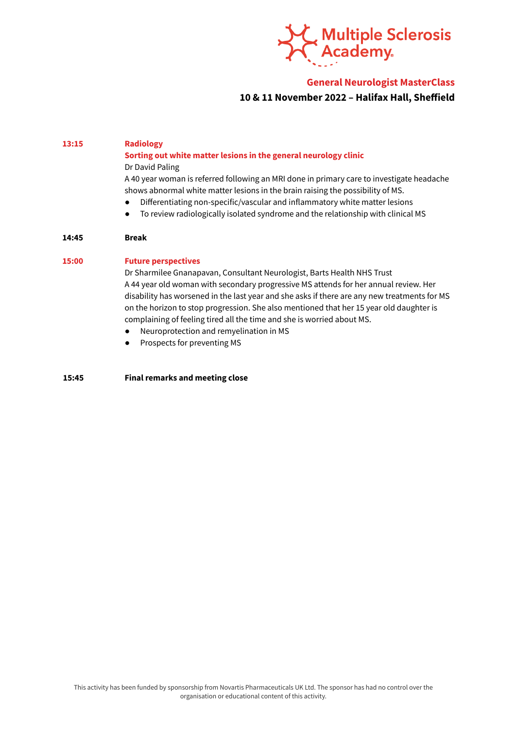Multiple Sclerosis Academy

**General Neurologist MasterClass**

**10 & 11 November 2022 – Halifax Hall, Sheffield**

**13:15** **Radiology**

**Sorting out white matter lesions in the general neurology clinic**

Dr David Paling

A 40 year woman is referred following an MRI done in primary care to investigate headache shows abnormal white matter lesions in the brain raising the possibility of MS.

- Differentiating non-specific/vascular and inflammatory white matter lesions
- To review radiologically isolated syndrome and the relationship with clinical MS

**14:45** **Break**

**15:00** **Future perspectives**

Dr Sharmilee Gnanapavan, Consultant Neurologist, Barts Health NHS Trust

A 44 year old woman with secondary progressive MS attends for her annual review. Her disability has worsened in the last year and she asks if there are any new treatments for MS on the horizon to stop progression. She also mentioned that her 15 year old daughter is complaining of feeling tired all the time and she is worried about MS.

- Neuroprotection and remyelination in MS
- Prospects for preventing MS

**15:45** **Final remarks and meeting close**

This activity has been funded by sponsorship from Novartis Pharmaceuticals UK Ltd. The sponsor has had no control over the organisation or educational content of this activity.